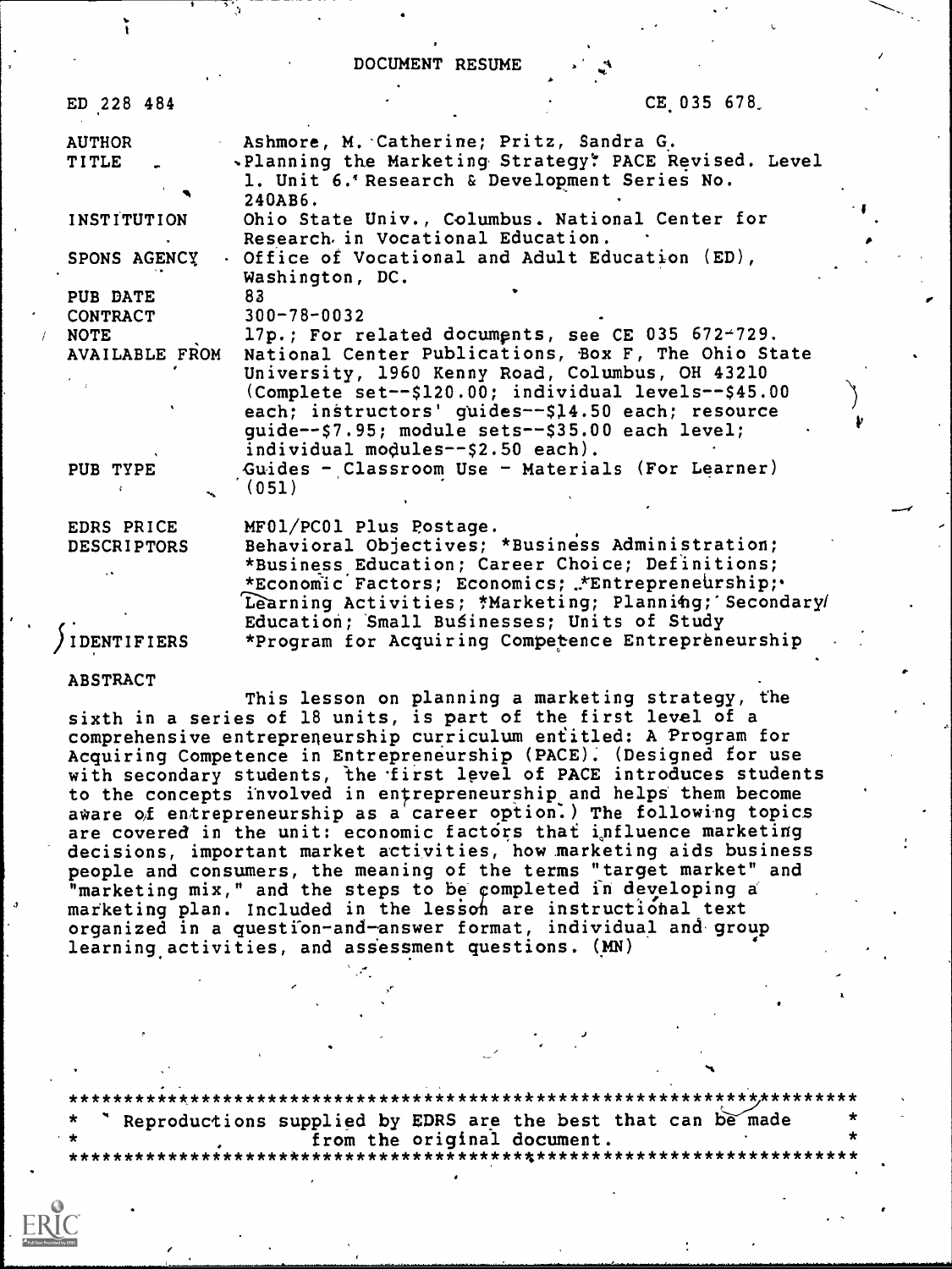# DOCUMENT RESUME

| | |
|---|---|
| ED 228 484 | CE 035 678 |
| AUTHOR | Ashmore, M. Catherine; Pritz, Sandra G. |
| TITLE | Planning the Marketing Strategy: PACE Revised. Level 1. Unit 6. Research & Development Series No. 240AB6. |
| INSTITUTION | Ohio State Univ., Columbus. National Center for Research in Vocational Education. |
| SPONS AGENCY | Office of Vocational and Adult Education (ED), Washington, DC. |
| PUB DATE | 83 |
| CONTRACT | 300-78-0032 |
| NOTE | 17p.; For related documents, see CE 035 672-729. |
| AVAILABLE FROM | National Center Publications, Box F, The Ohio State University, 1960 Kenny Road, Columbus, OH 43210 (Complete set--$120.00; individual levels--$45.00 each; instructors' guides--$14.50 each; resource guide--$7.95; module sets--$35.00 each level; individual modules--$2.50 each). |
| PUB TYPE | Guides - Classroom Use - Materials (For Learner) (051) |
| EDRS PRICE | MF01/PC01 Plus Postage. |
| DESCRIPTORS | Behavioral Objectives; *Business Administration; *Business Education; Career Choice; Definitions; *Economic Factors; Economics; *Entrepreneurship; Learning Activities; *Marketing; Planning; Secondary Education; Small Businesses; Units of Study |
| IDENTIFIERS | *Program for Acquiring Competence Entrepreneurship |

## ABSTRACT

This lesson on planning a marketing strategy, the sixth in a series of 18 units, is part of the first level of a comprehensive entrepreneurship curriculum entitled: A Program for Acquiring Competence in Entrepreneurship (PACE). (Designed for use with secondary students, the first level of PACE introduces students to the concepts involved in entrepreneurship and helps them become aware of entrepreneurship as a career option.) The following topics are covered in the unit: economic factors that influence marketing decisions, important market activities, how marketing aids business people and consumers, the meaning of the terms "target market" and "marketing mix," and the steps to be completed in developing a marketing plan. Included in the lesson are instructional text organized in a question-and-answer format, individual and group learning activities, and assessment questions. (MN)

***********************************************************************
* Reproductions supplied by EDRS are the best that can be made *
* from the original document. *
***********************************************************************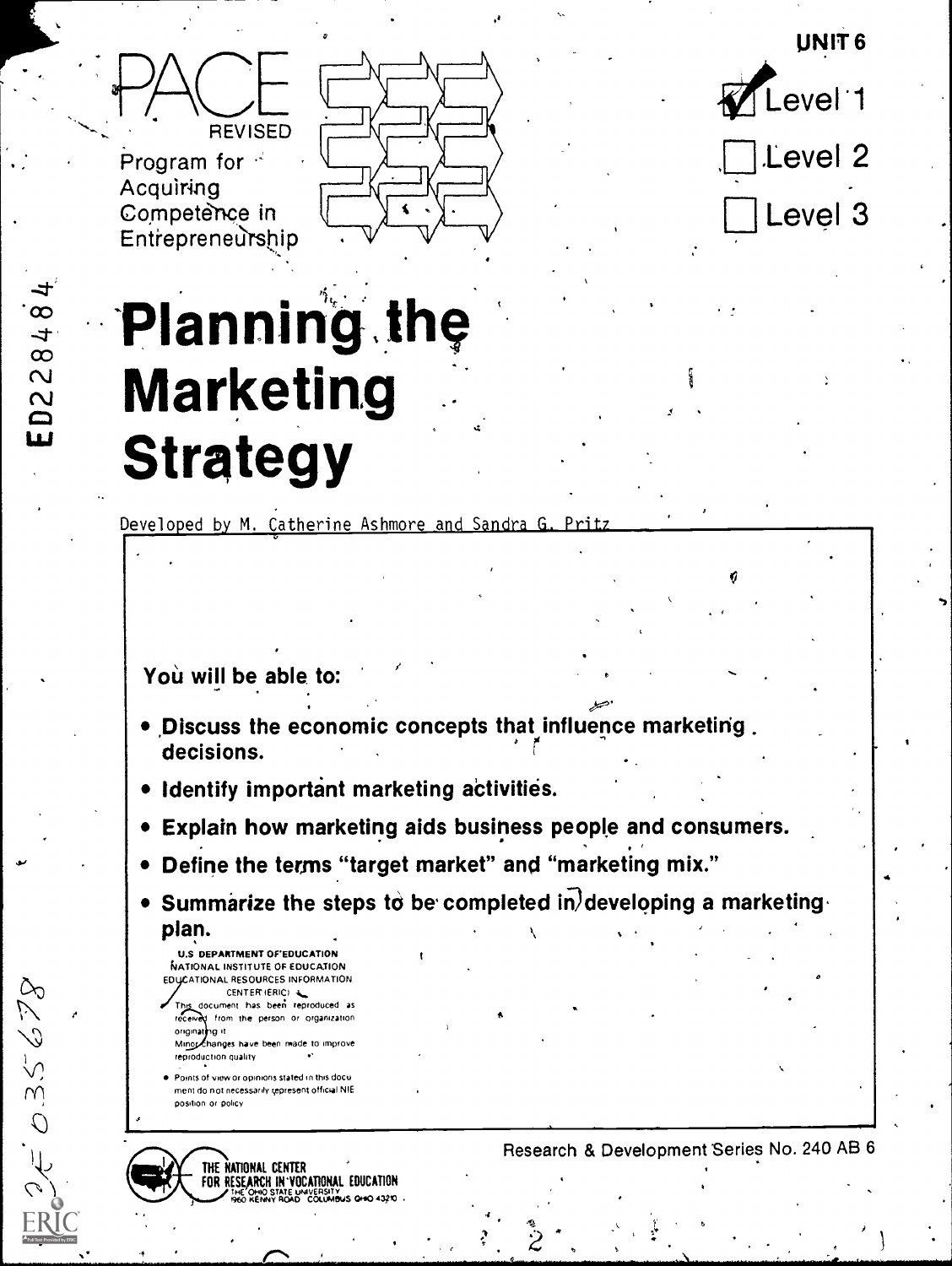PACE REVISED

Program for Acquiring Competence in Entrepreneurship

UNIT 6

- [x] Level 1
- [ ] Level 2
- [ ] Level 3

ED228484

# Planning the Marketing Strategy

Developed by M. Catherine Ashmore and Sandra G. Pritz

**You will be able to:**

- **Discuss the economic concepts that influence marketing decisions.**
- **Identify important marketing activities.**
- **Explain how marketing aids business people and consumers.**
- **Define the terms "target market" and "marketing mix."**
- **Summarize the steps to be completed in developing a marketing plan.**

U.S DEPARTMENT OF EDUCATION
NATIONAL INSTITUTE OF EDUCATION
EDUCATIONAL RESOURCES INFORMATION CENTER (ERIC)

This document has been reproduced as received from the person or organization originating it.
Minor changes have been made to improve reproduction quality.

- Points of view or opinions stated in this document do not necessarily represent official NIE position or policy.

THE NATIONAL CENTER FOR RESEARCH IN VOCATIONAL EDUCATION
THE OHIO STATE UNIVERSITY
1960 KENNY ROAD COLUMBUS OHIO 43210

Research & Development Series No. 240 AB 6

CE 035 678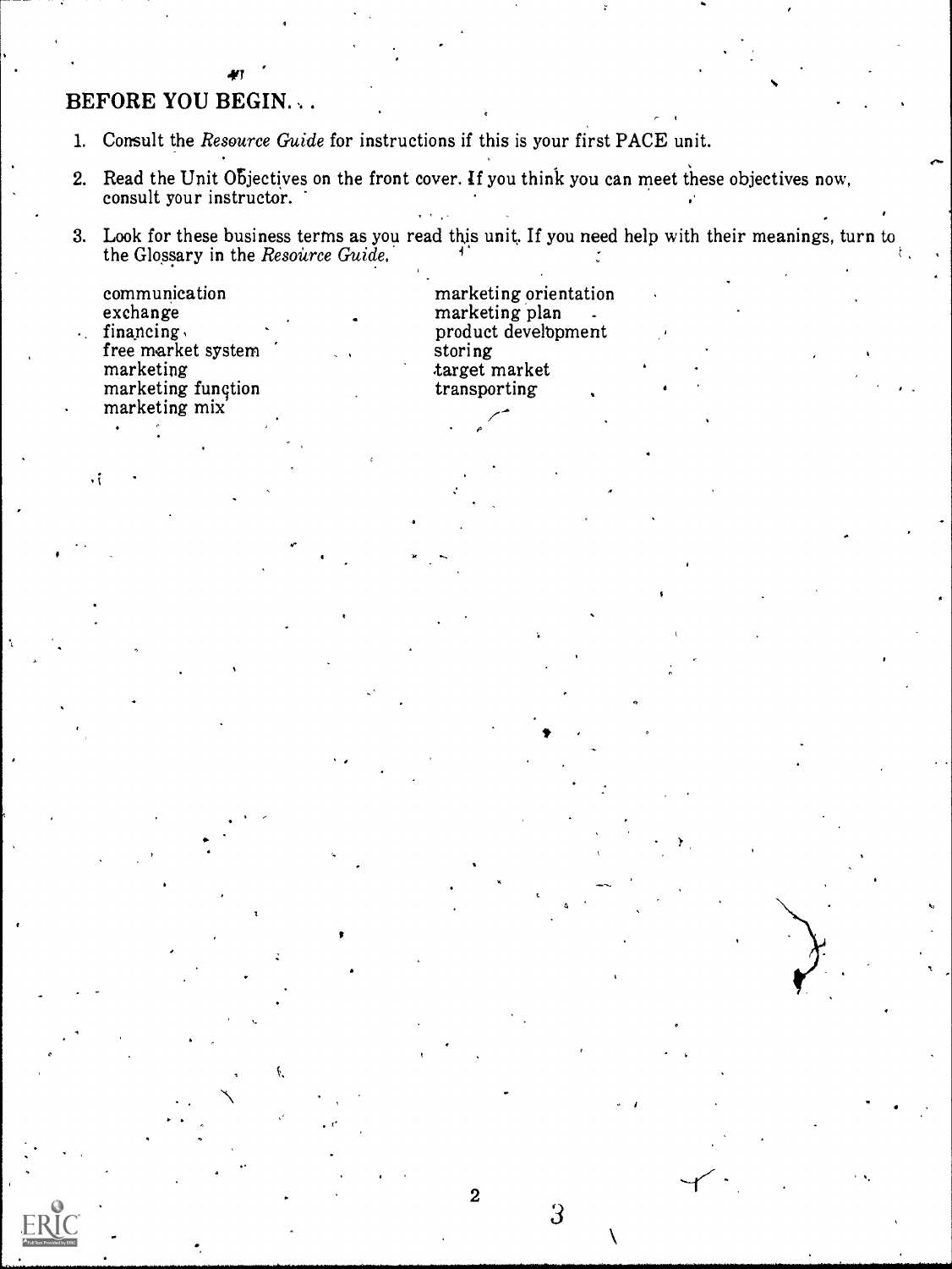## BEFORE YOU BEGIN...

1. Consult the *Resource Guide* for instructions if this is your first PACE unit.
2. Read the Unit Objectives on the front cover. If you think you can meet these objectives now, consult your instructor.
3. Look for these business terms as you read this unit. If you need help with their meanings, turn to the Glossary in the *Resource Guide*.

communication
exchange
financing
free market system
marketing
marketing function
marketing mix
marketing orientation
marketing plan
product development
storing
target market
transporting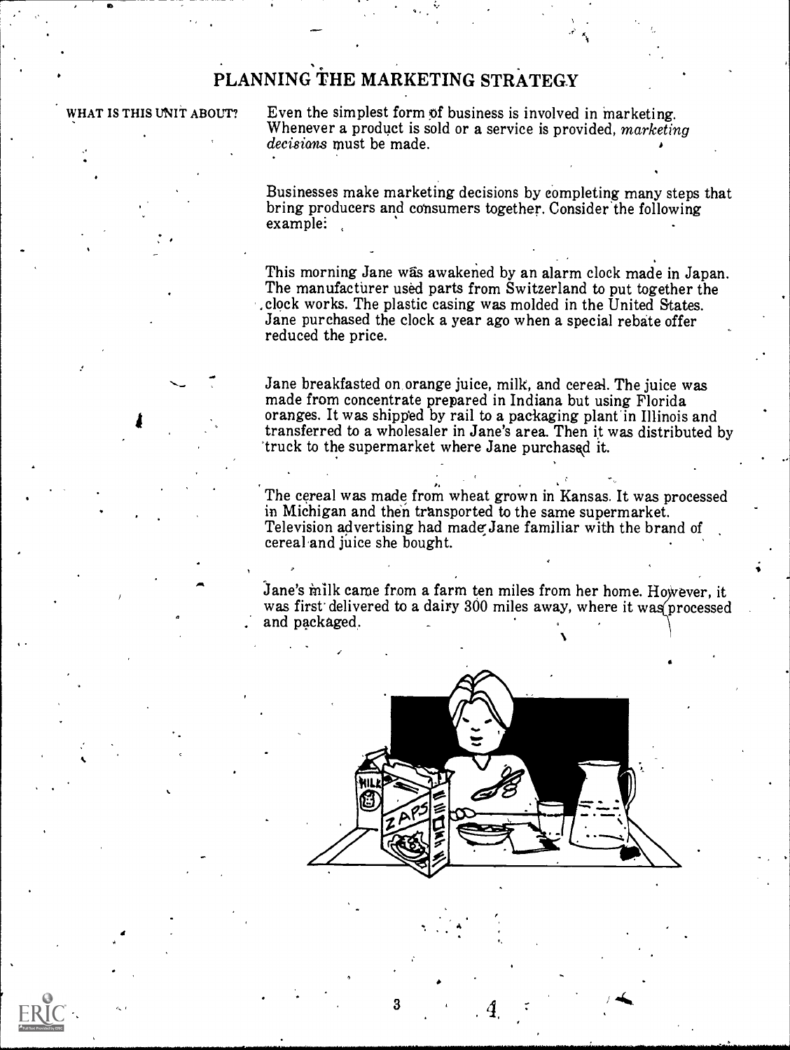# PLANNING THE MARKETING STRATEGY

**WHAT IS THIS UNIT ABOUT?**

Even the simplest form of business is involved in marketing. Whenever a product is sold or a service is provided, *marketing decisions* must be made.

Businesses make marketing decisions by completing many steps that bring producers and consumers together. Consider the following example:

This morning Jane was awakened by an alarm clock made in Japan. The manufacturer used parts from Switzerland to put together the clock works. The plastic casing was molded in the United States. Jane purchased the clock a year ago when a special rebate offer reduced the price.

Jane breakfasted on orange juice, milk, and cereal. The juice was made from concentrate prepared in Indiana but using Florida oranges. It was shipped by rail to a packaging plant in Illinois and transferred to a wholesaler in Jane's area. Then it was distributed by truck to the supermarket where Jane purchased it.

The cereal was made from wheat grown in Kansas. It was processed in Michigan and then transported to the same supermarket. Television advertising had made Jane familiar with the brand of cereal and juice she bought.

Jane's milk came from a farm ten miles from her home. However, it was first delivered to a dairy 300 miles away, where it was processed and packaged.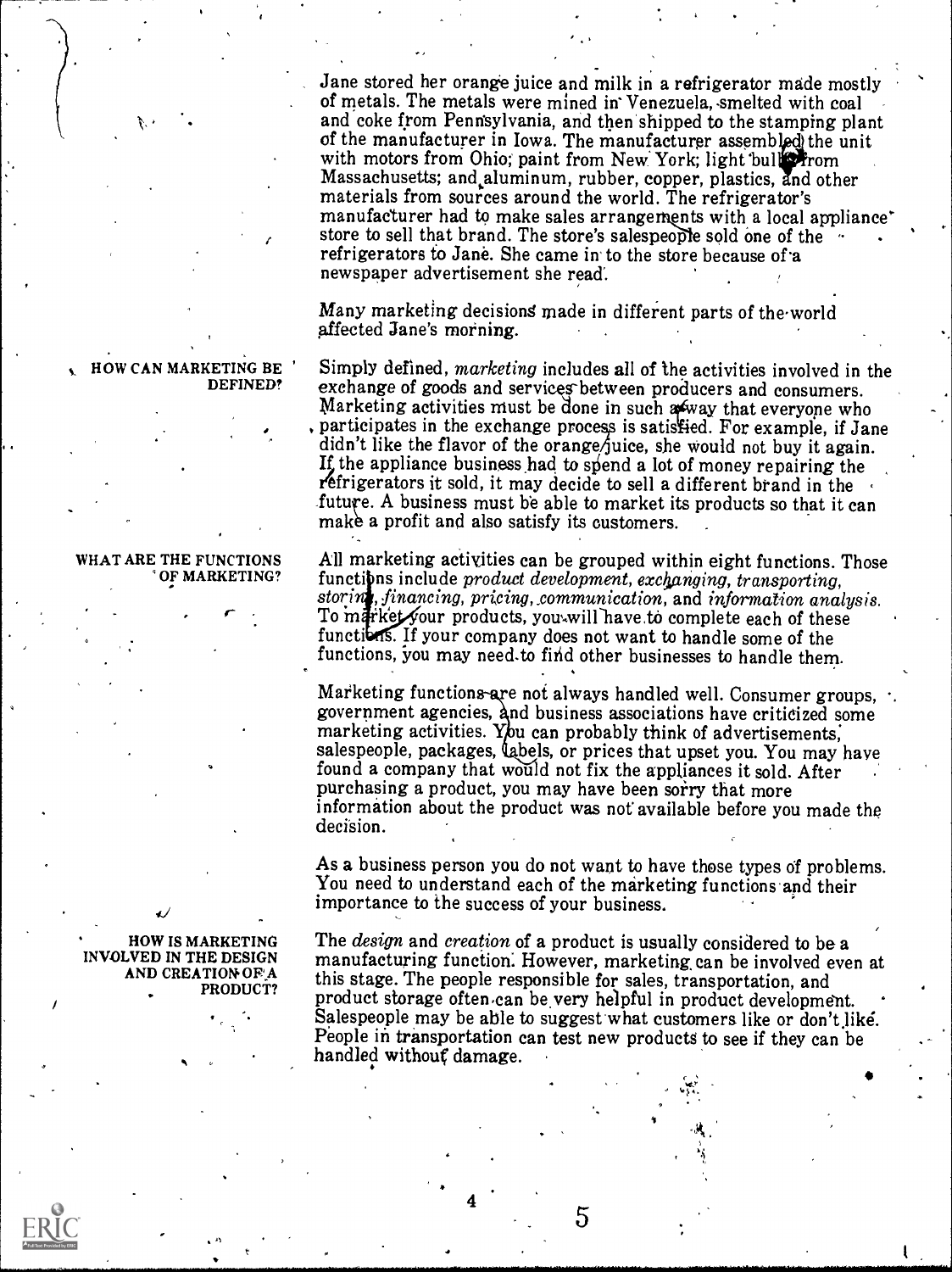Jane stored her orange juice and milk in a refrigerator made mostly of metals. The metals were mined in Venezuela, smelted with coal and coke from Pennsylvania, and then shipped to the stamping plant of the manufacturer in Iowa. The manufacturer assembled the unit with motors from Ohio; paint from New York; light bulbs from Massachusetts; and aluminum, rubber, copper, plastics, and other materials from sources around the world. The refrigerator's manufacturer had to make sales arrangements with a local appliance store to sell that brand. The store's salespeople sold one of the refrigerators to Jane. She came in to the store because of a newspaper advertisement she read.

Many marketing decisions made in different parts of the world affected Jane's morning.

### HOW CAN MARKETING BE DEFINED?

Simply defined, *marketing* includes all of the activities involved in the exchange of goods and services between producers and consumers. Marketing activities must be done in such a way that everyone who participates in the exchange process is satisfied. For example, if Jane didn't like the flavor of the orange juice, she would not buy it again. If the appliance business had to spend a lot of money repairing the refrigerators it sold, it may decide to sell a different brand in the future. A business must be able to market its products so that it can make a profit and also satisfy its customers.

### WHAT ARE THE FUNCTIONS OF MARKETING?

All marketing activities can be grouped within eight functions. Those functions include *product development, exchanging, transporting, storing, financing, pricing, communication,* and *information analysis.* To market your products, you will have to complete each of these functions. If your company does not want to handle some of the functions, you may need to find other businesses to handle them.

Marketing functions are not always handled well. Consumer groups, government agencies, and business associations have criticized some marketing activities. You can probably think of advertisements, salespeople, packages, labels, or prices that upset you. You may have found a company that would not fix the appliances it sold. After purchasing a product, you may have been sorry that more information about the product was not available before you made the decision.

As a business person you do not want to have those types of problems. You need to understand each of the marketing functions and their importance to the success of your business.

### HOW IS MARKETING INVOLVED IN THE DESIGN AND CREATION OF A PRODUCT?

The *design* and *creation* of a product is usually considered to be a manufacturing function. However, marketing can be involved even at this stage. The people responsible for sales, transportation, and product storage often can be very helpful in product development. Salespeople may be able to suggest what customers like or don't like. People in transportation can test new products to see if they can be handled without damage.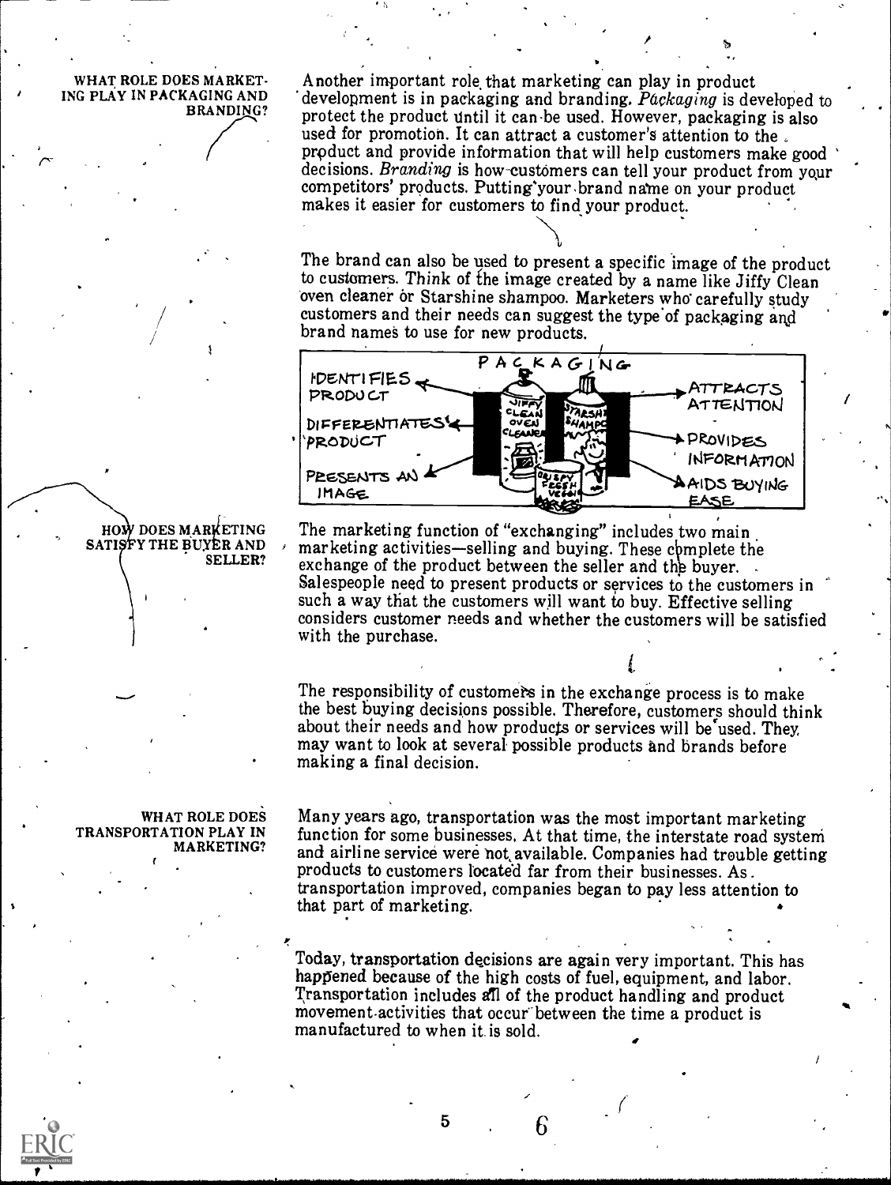## WHAT ROLE DOES MARKETING PLAY IN PACKAGING AND BRANDING?

Another important role that marketing can play in product development is in packaging and branding. *Packaging* is developed to protect the product until it can be used. However, packaging is also used for promotion. It can attract a customer's attention to the product and provide information that will help customers make good decisions. *Branding* is how customers can tell your product from your competitors' products. Putting your brand name on your product makes it easier for customers to find your product.

The brand can also be used to present a specific image of the product to customers. Think of the image created by a name like Jiffy Clean oven cleaner or Starshine shampoo. Marketers who carefully study customers and their needs can suggest the type of packaging and brand names to use for new products.

PACKAGING: IDENTIFIES PRODUCT; DIFFERENTIATES PRODUCT; PRESENTS AN IMAGE; ATTRACTS ATTENTION; PROVIDES INFORMATION; AIDS BUYING EASE

## HOW DOES MARKETING SATISFY THE BUYER AND SELLER?

The marketing function of "exchanging" includes two main marketing activities—selling and buying. These complete the exchange of the product between the seller and the buyer. Salespeople need to present products or services to the customers in such a way that the customers will want to buy. Effective selling considers customer needs and whether the customers will be satisfied with the purchase.

The responsibility of customers in the exchange process is to make the best buying decisions possible. Therefore, customers should think about their needs and how products or services will be used. They may want to look at several possible products and brands before making a final decision.

## WHAT ROLE DOES TRANSPORTATION PLAY IN MARKETING?

Many years ago, transportation was the most important marketing function for some businesses. At that time, the interstate road system and airline service were not available. Companies had trouble getting products to customers located far from their businesses. As transportation improved, companies began to pay less attention to that part of marketing.

Today, transportation decisions are again very important. This has happened because of the high costs of fuel, equipment, and labor. Transportation includes all of the product handling and product movement activities that occur between the time a product is manufactured to when it is sold.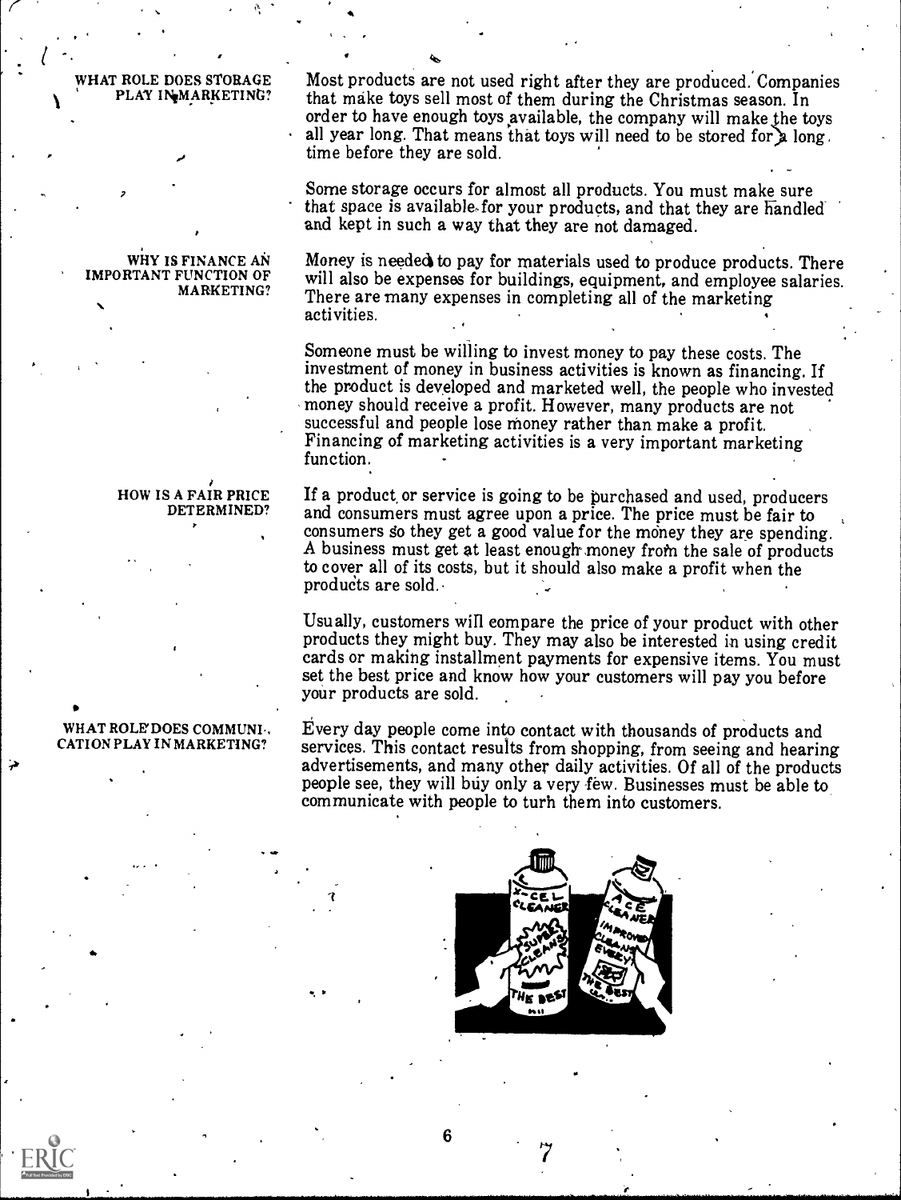## WHAT ROLE DOES STORAGE PLAY IN MARKETING?

Most products are not used right after they are produced. Companies that make toys sell most of them during the Christmas season. In order to have enough toys available, the company will make the toys all year long. That means that toys will need to be stored for a long time before they are sold.

Some storage occurs for almost all products. You must make sure that space is available for your products, and that they are handled and kept in such a way that they are not damaged.

## WHY IS FINANCE AN IMPORTANT FUNCTION OF MARKETING?

Money is needed to pay for materials used to produce products. There will also be expenses for buildings, equipment, and employee salaries. There are many expenses in completing all of the marketing activities.

Someone must be willing to invest money to pay these costs. The investment of money in business activities is known as financing. If the product is developed and marketed well, the people who invested money should receive a profit. However, many products are not successful and people lose money rather than make a profit. Financing of marketing activities is a very important marketing function.

## HOW IS A FAIR PRICE DETERMINED?

If a product or service is going to be purchased and used, producers and consumers must agree upon a price. The price must be fair to consumers so they get a good value for the money they are spending. A business must get at least enough money from the sale of products to cover all of its costs, but it should also make a profit when the products are sold.

Usually, customers will compare the price of your product with other products they might buy. They may also be interested in using credit cards or making installment payments for expensive items. You must set the best price and know how your customers will pay you before your products are sold.

## WHAT ROLE DOES COMMUNICATION PLAY IN MARKETING?

Every day people come into contact with thousands of products and services. This contact results from shopping, from seeing and hearing advertisements, and many other daily activities. Of all of the products people see, they will buy only a very few. Businesses must be able to communicate with people to turn them into customers.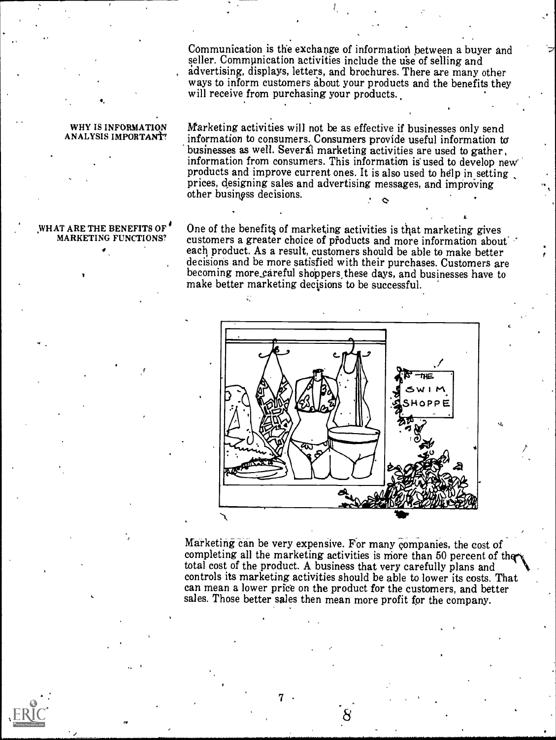Communication is the exchange of information between a buyer and seller. Communication activities include the use of selling and advertising, displays, letters, and brochures. There are many other ways to inform customers about your products and the benefits they will receive from purchasing your products.

**WHY IS INFORMATION ANALYSIS IMPORTANT?**

Marketing activities will not be as effective if businesses only send information to consumers. Consumers provide useful information to businesses as well. Several marketing activities are used to gather information from consumers. This information is used to develop new products and improve current ones. It is also used to help in setting prices, designing sales and advertising messages, and improving other business decisions.

**WHAT ARE THE BENEFITS OF MARKETING FUNCTIONS?**

One of the benefits of marketing activities is that marketing gives customers a greater choice of products and more information about each product. As a result, customers should be able to make better decisions and be more satisfied with their purchases. Customers are becoming more careful shoppers these days, and businesses have to make better marketing decisions to be successful.

Marketing can be very expensive. For many companies, the cost of completing all the marketing activities is more than 50 percent of the total cost of the product. A business that very carefully plans and controls its marketing activities should be able to lower its costs. That can mean a lower price on the product for the customers, and better sales. Those better sales then mean more profit for the company.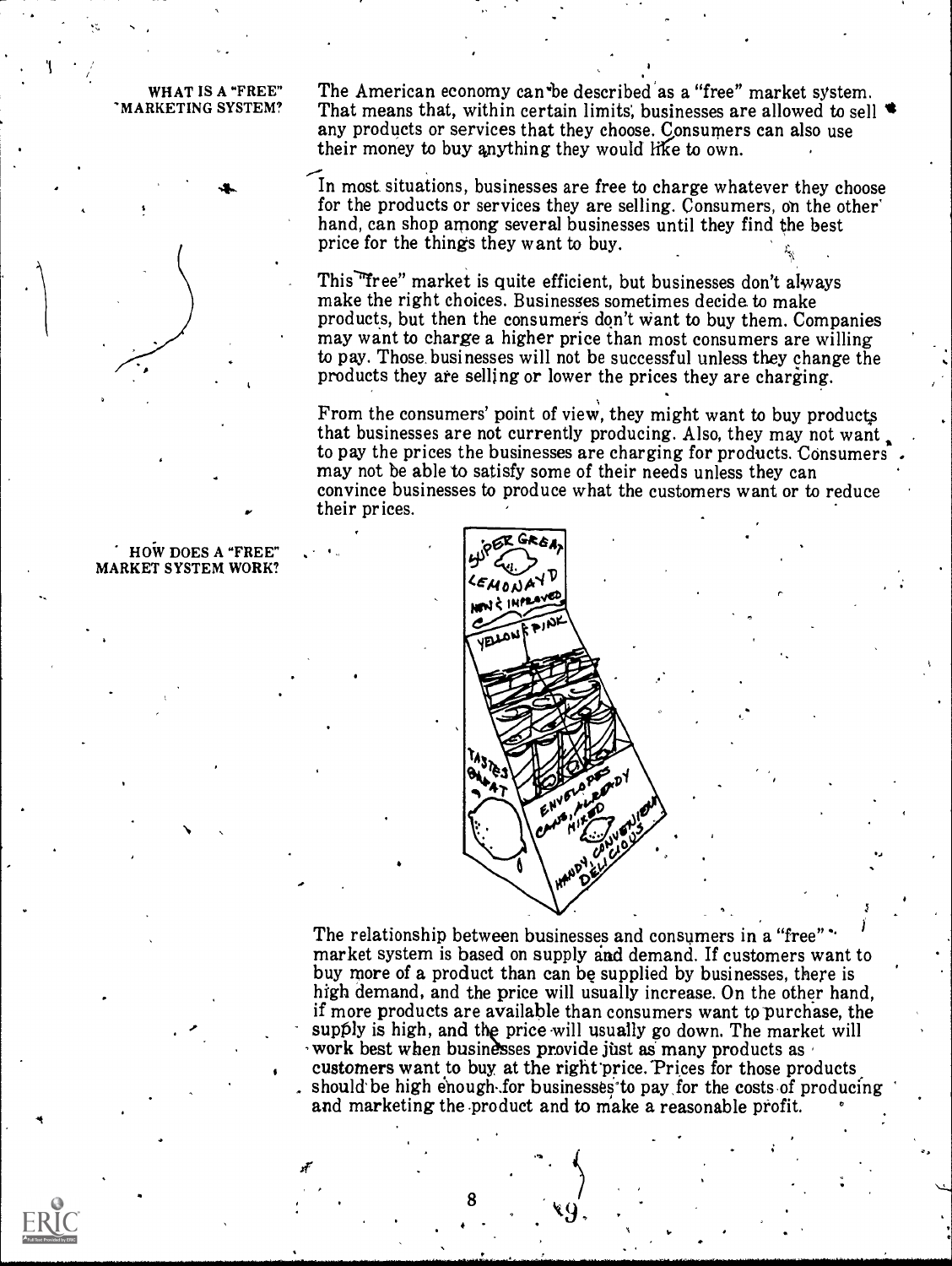## WHAT IS A "FREE" MARKETING SYSTEM?

The American economy can be described as a "free" market system. That means that, within certain limits, businesses are allowed to sell any products or services that they choose. Consumers can also use their money to buy anything they would like to own.

In most situations, businesses are free to charge whatever they choose for the products or services they are selling. Consumers, on the other hand, can shop among several businesses until they find the best price for the things they want to buy.

This "free" market is quite efficient, but businesses don't always make the right choices. Businesses sometimes decide to make products, but then the consumers don't want to buy them. Companies may want to charge a higher price than most consumers are willing to pay. Those businesses will not be successful unless they change the products they are selling or lower the prices they are charging.

From the consumers' point of view, they might want to buy products that businesses are not currently producing. Also, they may not want to pay the prices the businesses are charging for products. Consumers may not be able to satisfy some of their needs unless they can convince businesses to produce what the customers want or to reduce their prices.

## HOW DOES A "FREE" MARKET SYSTEM WORK?

The relationship between businesses and consumers in a "free" market system is based on supply and demand. If customers want to buy more of a product than can be supplied by businesses, there is high demand, and the price will usually increase. On the other hand, if more products are available than consumers want to purchase, the supply is high, and the price will usually go down. The market will work best when businesses provide just as many products as customers want to buy at the right price. Prices for those products should be high enough for businesses to pay for the costs of producing and marketing the product and to make a reasonable profit.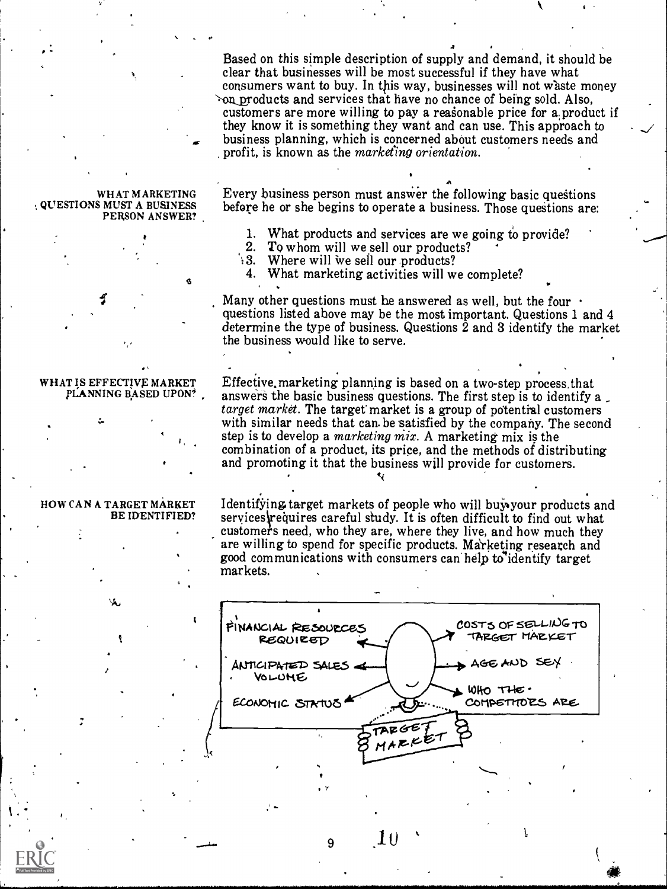Based on this simple description of supply and demand, it should be clear that businesses will be most successful if they have what consumers want to buy. In this way, businesses will not waste money on products and services that have no chance of being sold. Also, customers are more willing to pay a reasonable price for a product if they know it is something they want and can use. This approach to business planning, which is concerned about customers needs and profit, is known as the *marketing orientation*.

**WHAT MARKETING QUESTIONS MUST A BUSINESS PERSON ANSWER?**

Every business person must answer the following basic questions before he or she begins to operate a business. Those questions are:

1. What products and services are we going to provide?
2. To whom will we sell our products?
3. Where will we sell our products?
4. What marketing activities will we complete?

Many other questions must be answered as well, but the four questions listed above may be the most important. Questions 1 and 4 determine the type of business. Questions 2 and 3 identify the market the business would like to serve.

**WHAT IS EFFECTIVE MARKET PLANNING BASED UPON?**

Effective marketing planning is based on a two-step process that answers the basic business questions. The first step is to identify a *target market*. The target market is a group of potential customers with similar needs that can be satisfied by the company. The second step is to develop a *marketing mix*. A marketing mix is the combination of a product, its price, and the methods of distributing and promoting it that the business will provide for customers.

**HOW CAN A TARGET MARKET BE IDENTIFIED?**

Identifying target markets of people who will buy your products and services requires careful study. It is often difficult to find out what customers need, who they are, where they live, and how much they are willing to spend for specific products. Marketing research and good communications with consumers can help to identify target markets.

FINANCIAL RESOURCES REQUIRED
ANTICIPATED SALES VOLUME
ECONOMIC STATUS
COSTS OF SELLING TO TARGET MARKET
AGE AND SEX
WHO THE COMPETITORS ARE
TARGET MARKET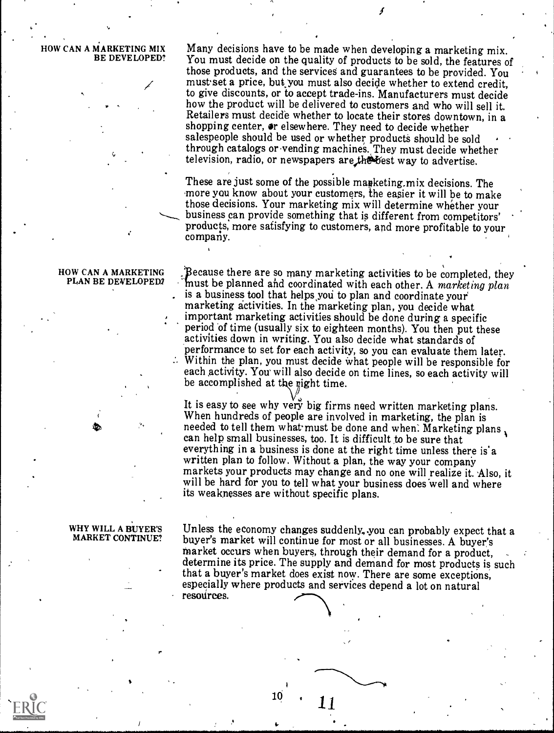## HOW CAN A MARKETING MIX BE DEVELOPED?

Many decisions have to be made when developing a marketing mix. You must decide on the quality of products to be sold, the features of those products, and the services and guarantees to be provided. You must set a price, but you must also decide whether to extend credit, to give discounts, or to accept trade-ins. Manufacturers must decide how the product will be delivered to customers and who will sell it. Retailers must decide whether to locate their stores downtown, in a shopping center, or elsewhere. They need to decide whether salespeople should be used or whether products should be sold through catalogs or vending machines. They must decide whether television, radio, or newspapers are the best way to advertise.

These are just some of the possible marketing mix decisions. The more you know about your customers, the easier it will be to make those decisions. Your marketing mix will determine whether your business can provide something that is different from competitors' products, more satisfying to customers, and more profitable to your company.

## HOW CAN A MARKETING PLAN BE DEVELOPED?

Because there are so many marketing activities to be completed, they must be planned and coordinated with each other. A *marketing plan* is a business tool that helps you to plan and coordinate your marketing activities. In the marketing plan, you decide what important marketing activities should be done during a specific period of time (usually six to eighteen months). You then put these activities down in writing. You also decide what standards of performance to set for each activity, so you can evaluate them later. Within the plan, you must decide what people will be responsible for each activity. You will also decide on time lines, so each activity will be accomplished at the right time.

It is easy to see why very big firms need written marketing plans. When hundreds of people are involved in marketing, the plan is needed to tell them what must be done and when. Marketing plans can help small businesses, too. It is difficult to be sure that everything in a business is done at the right time unless there is a written plan to follow. Without a plan, the way your company markets your products may change and no one will realize it. Also, it will be hard for you to tell what your business does well and where its weaknesses are without specific plans.

## WHY WILL A BUYER'S MARKET CONTINUE?

Unless the economy changes suddenly, you can probably expect that a buyer's market will continue for most or all businesses. A buyer's market occurs when buyers, through their demand for a product, determine its price. The supply and demand for most products is such that a buyer's market does exist now. There are some exceptions, especially where products and services depend a lot on natural resources.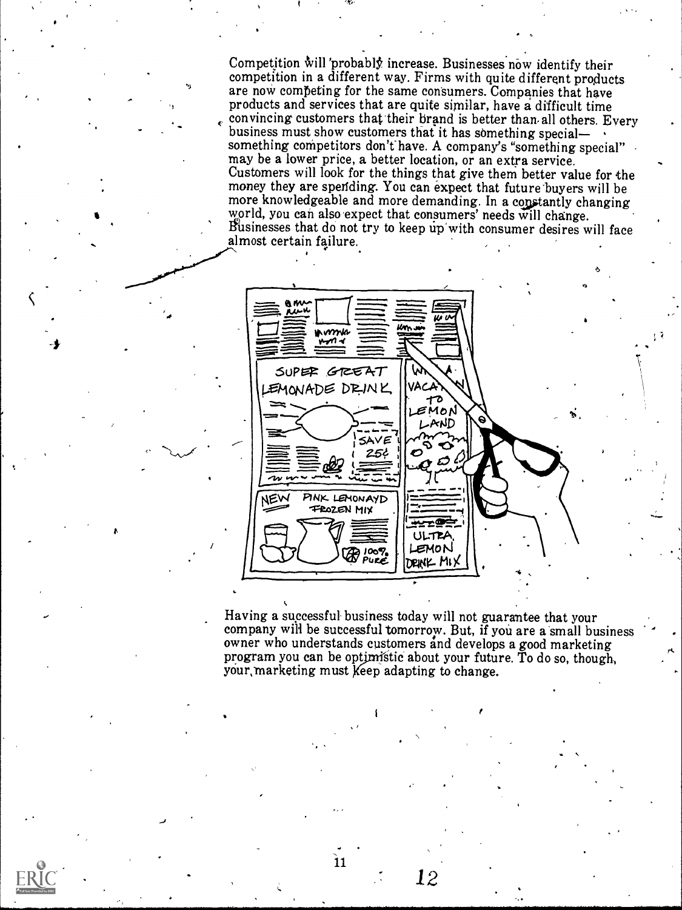Competition will probably increase. Businesses now identify their competition in a different way. Firms with quite different products are now competing for the same consumers. Companies that have products and services that are quite similar, have a difficult time convincing customers that their brand is better than all others. Every business must show customers that it has something special—something competitors don't have. A company's "something special" may be a lower price, a better location, or an extra service. Customers will look for the things that give them better value for the money they are spending. You can expect that future buyers will be more knowledgeable and more demanding. In a constantly changing world, you can also expect that consumers' needs will change. Businesses that do not try to keep up with consumer desires will face almost certain failure.

Having a successful business today will not guarantee that your company will be successful tomorrow. But, if you are a small business owner who understands customers and develops a good marketing program you can be optimistic about your future. To do so, though, your marketing must keep adapting to change.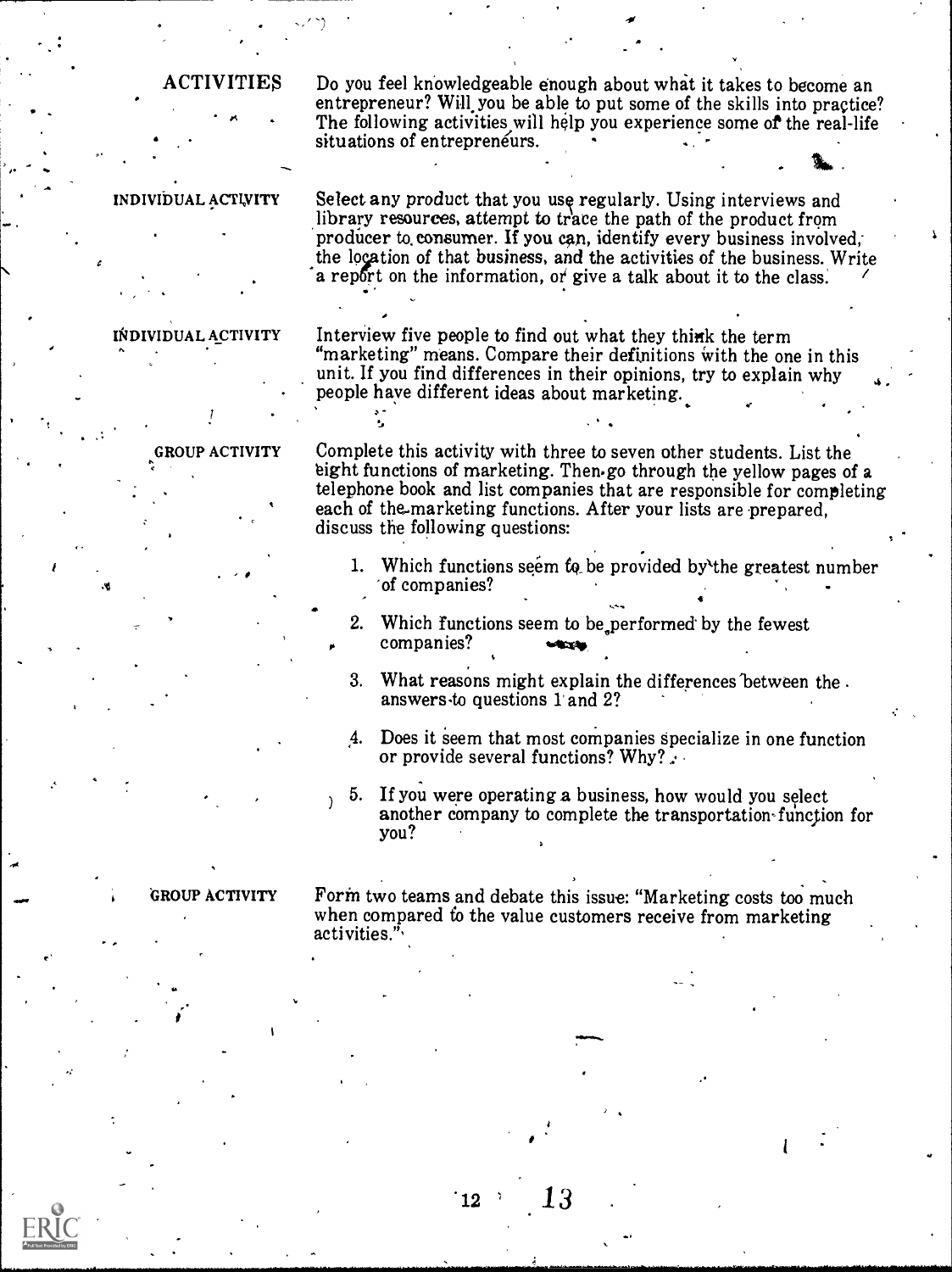## ACTIVITIES

Do you feel knowledgeable enough about what it takes to become an entrepreneur? Will you be able to put some of the skills into practice? The following activities will help you experience some of the real-life situations of entrepreneurs.

### INDIVIDUAL ACTIVITY

Select any product that you use regularly. Using interviews and library resources, attempt to trace the path of the product from producer to consumer. If you can, identify every business involved, the location of that business, and the activities of the business. Write a report on the information, or give a talk about it to the class.

### INDIVIDUAL ACTIVITY

Interview five people to find out what they think the term "marketing" means. Compare their definitions with the one in this unit. If you find differences in their opinions, try to explain why people have different ideas about marketing.

### GROUP ACTIVITY

Complete this activity with three to seven other students. List the eight functions of marketing. Then go through the yellow pages of a telephone book and list companies that are responsible for completing each of the marketing functions. After your lists are prepared, discuss the following questions:

1. Which functions seem to be provided by the greatest number of companies?
2. Which functions seem to be performed by the fewest companies?
3. What reasons might explain the differences between the answers to questions 1 and 2?
4. Does it seem that most companies specialize in one function or provide several functions? Why?
5. If you were operating a business, how would you select another company to complete the transportation function for you?

### GROUP ACTIVITY

Form two teams and debate this issue: "Marketing costs too much when compared to the value customers receive from marketing activities."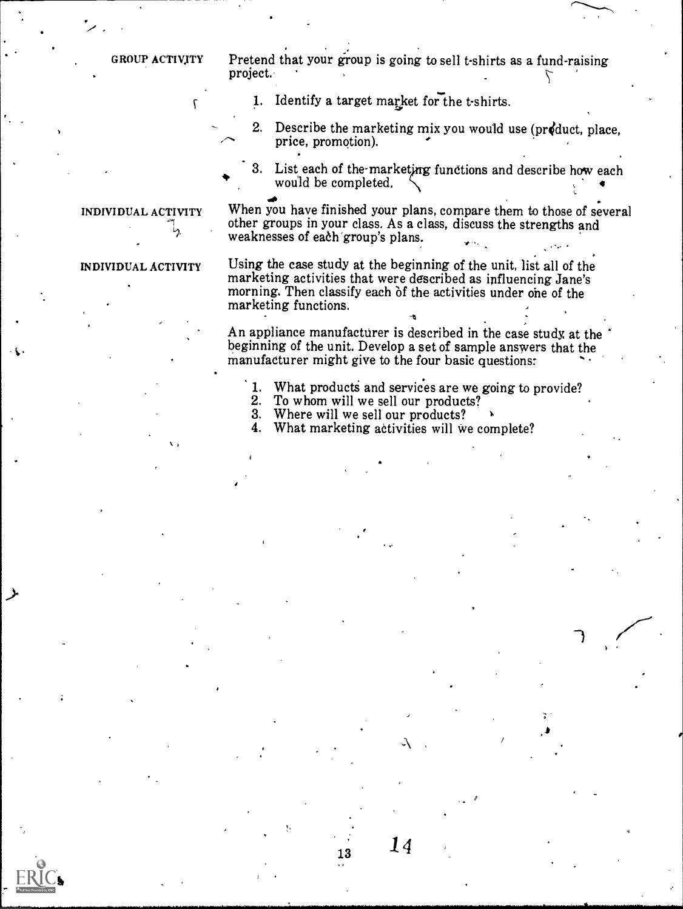**GROUP ACTIVITY**

Pretend that your group is going to sell t-shirts as a fund-raising project.

1. Identify a target market for the t-shirts.
2. Describe the marketing mix you would use (product, place, price, promotion).
3. List each of the marketing functions and describe how each would be completed.

**INDIVIDUAL ACTIVITY**

When you have finished your plans, compare them to those of several other groups in your class. As a class, discuss the strengths and weaknesses of each group's plans.

**INDIVIDUAL ACTIVITY**

Using the case study at the beginning of the unit, list all of the marketing activities that were described as influencing Jane's morning. Then classify each of the activities under one of the marketing functions.

An appliance manufacturer is described in the case study at the beginning of the unit. Develop a set of sample answers that the manufacturer might give to the four basic questions:

1. What products and services are we going to provide?
2. To whom will we sell our products?
3. Where will we sell our products?
4. What marketing activities will we complete?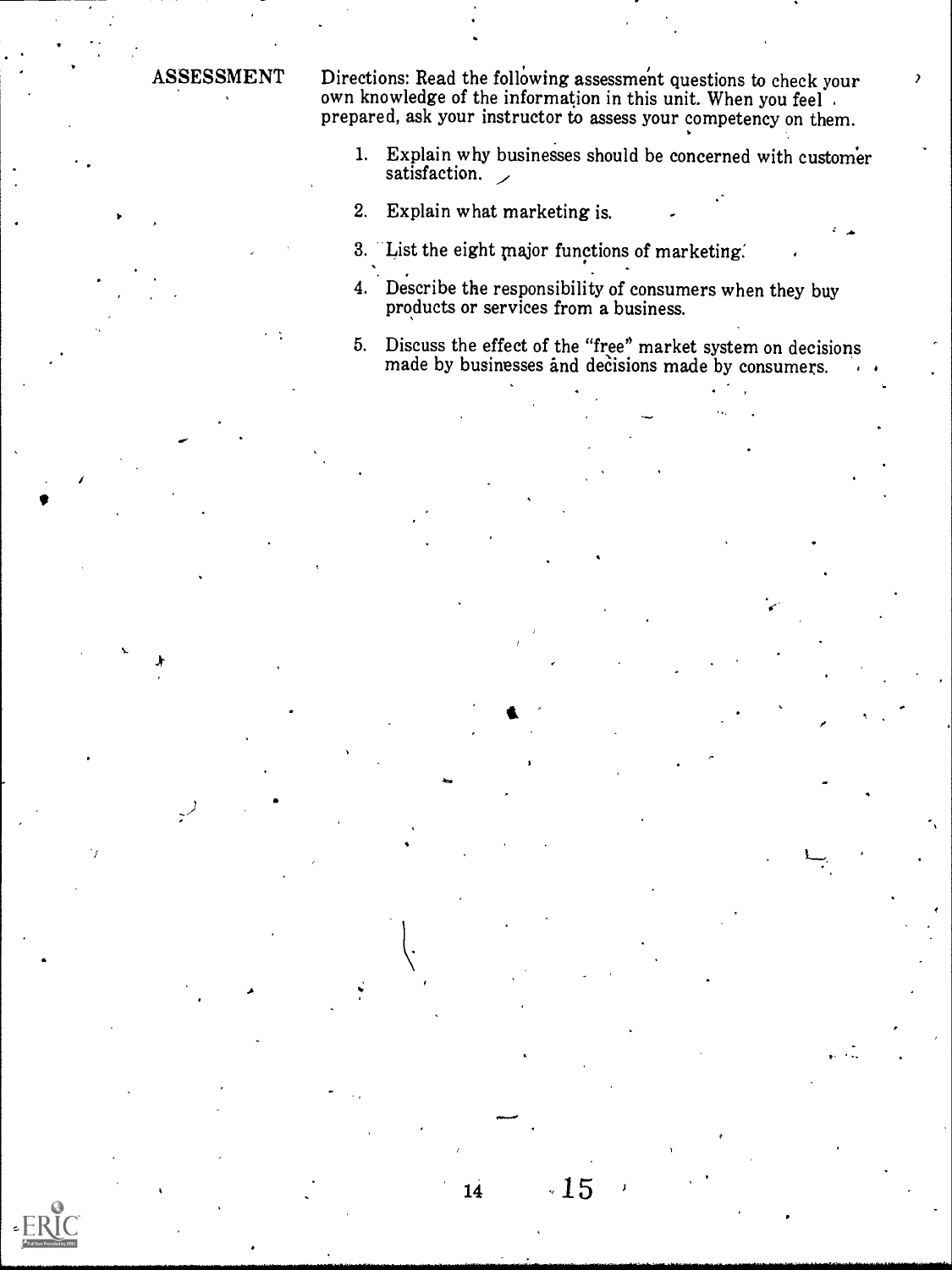## ASSESSMENT

Directions: Read the following assessment questions to check your own knowledge of the information in this unit. When you feel prepared, ask your instructor to assess your competency on them.

1. Explain why businesses should be concerned with customer satisfaction.
2. Explain what marketing is.
3. List the eight major functions of marketing.
4. Describe the responsibility of consumers when they buy products or services from a business.
5. Discuss the effect of the "free" market system on decisions made by businesses and decisions made by consumers.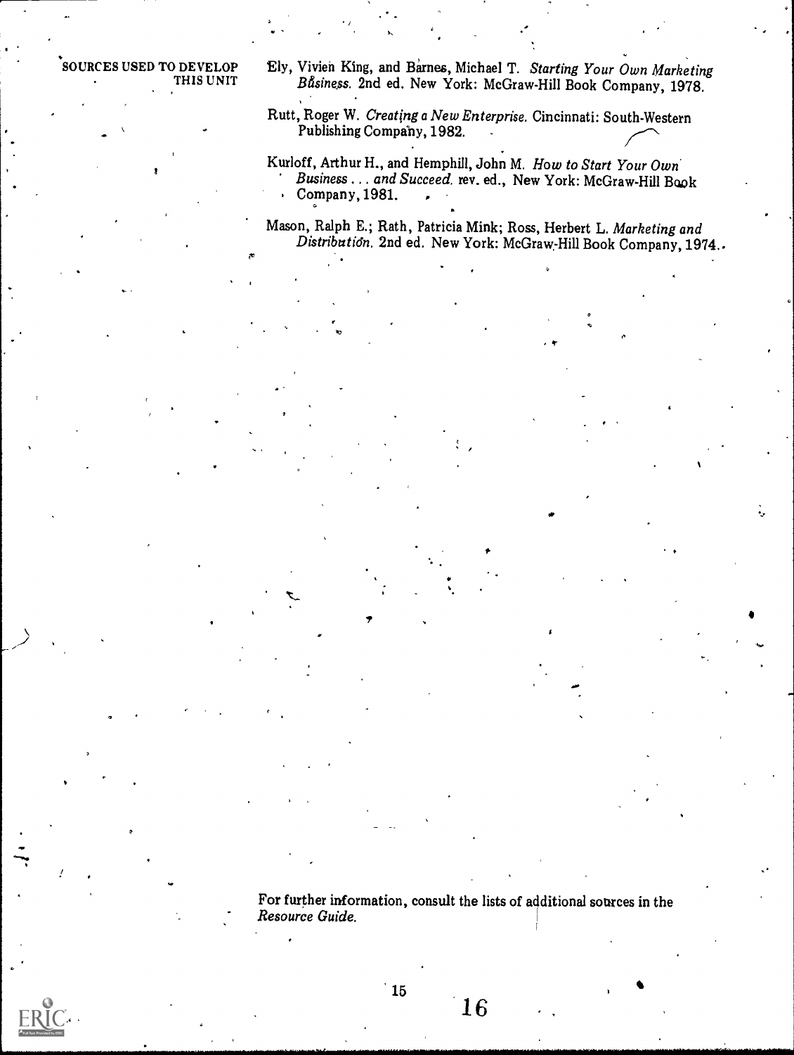## SOURCES USED TO DEVELOP THIS UNIT

Ely, Vivien King, and Barnes, Michael T. *Starting Your Own Marketing Business.* 2nd ed. New York: McGraw-Hill Book Company, 1978.

Rutt, Roger W. *Creating a New Enterprise.* Cincinnati: South-Western Publishing Company, 1982.

Kurloff, Arthur H., and Hemphill, John M. *How to Start Your Own Business . . . and Succeed.* rev. ed., New York: McGraw-Hill Book Company, 1981.

Mason, Ralph E.; Rath, Patricia Mink; Ross, Herbert L. *Marketing and Distribution.* 2nd ed. New York: McGraw-Hill Book Company, 1974.

For further information, consult the lists of additional sources in the *Resource Guide.*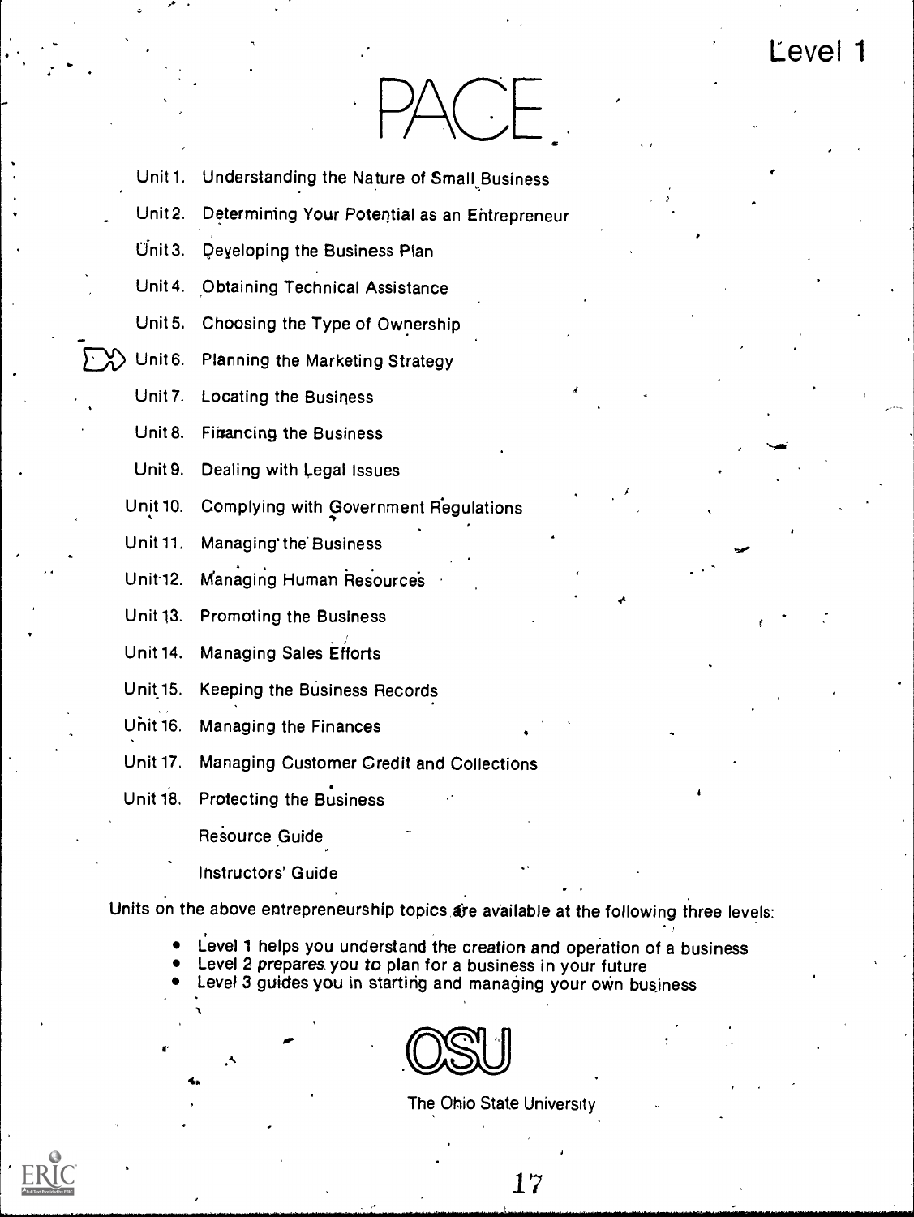Level 1

# PACE

- Unit 1. Understanding the Nature of Small Business
- Unit 2. Determining Your Potential as an Entrepreneur
- Unit 3. Developing the Business Plan
- Unit 4. Obtaining Technical Assistance
- Unit 5. Choosing the Type of Ownership
- Unit 6. Planning the Marketing Strategy
- Unit 7. Locating the Business
- Unit 8. Financing the Business
- Unit 9. Dealing with Legal Issues
- Unit 10. Complying with Government Regulations
- Unit 11. Managing the Business
- Unit 12. Managing Human Resources
- Unit 13. Promoting the Business
- Unit 14. Managing Sales Efforts
- Unit 15. Keeping the Business Records
- Unit 16. Managing the Finances
- Unit 17. Managing Customer Credit and Collections
- Unit 18. Protecting the Business
- Resource Guide
- Instructors' Guide

Units on the above entrepreneurship topics are available at the following three levels:

- Level 1 helps you understand the creation and operation of a business
- Level 2 prepares you to plan for a business in your future
- Level 3 guides you in starting and managing your own business

OSU

The Ohio State University